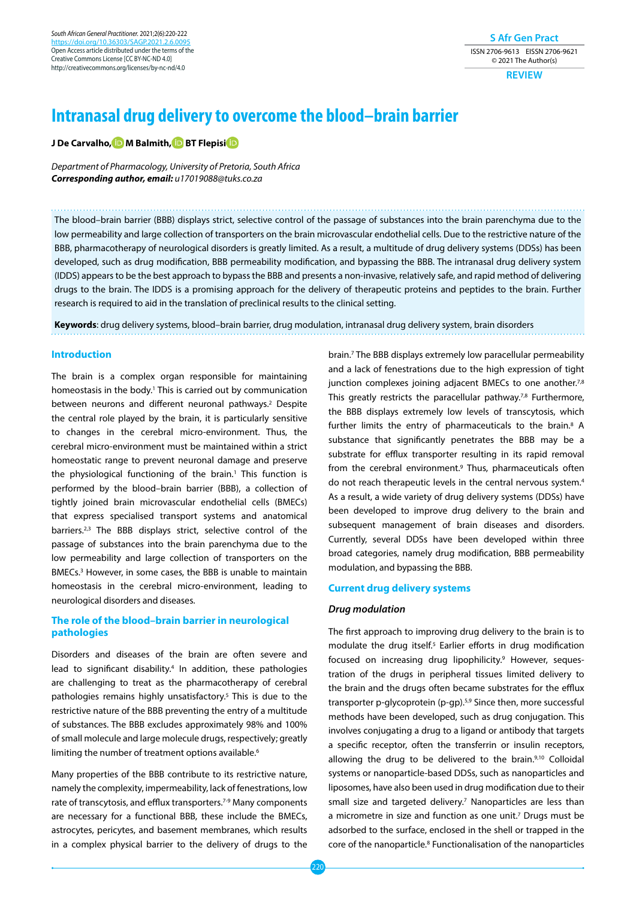# Intranasal drug delivery to overcome the blood–brain barrier

**J De Carvalho, M Balmith, BT Flepisi**

*Department of Pharmacology, University of Pretoria, South Africa*
***Corresponding author, email:** u17019088@tuks.co.za*

The blood–brain barrier (BBB) displays strict, selective control of the passage of substances into the brain parenchyma due to the low permeability and large collection of transporters on the brain microvascular endothelial cells. Due to the restrictive nature of the BBB, pharmacotherapy of neurological disorders is greatly limited. As a result, a multitude of drug delivery systems (DDSs) has been developed, such as drug modification, BBB permeability modification, and bypassing the BBB. The intranasal drug delivery system (IDDS) appears to be the best approach to bypass the BBB and presents a non-invasive, relatively safe, and rapid method of delivering drugs to the brain. The IDDS is a promising approach for the delivery of therapeutic proteins and peptides to the brain. Further research is required to aid in the translation of preclinical results to the clinical setting.

**Keywords**: drug delivery systems, blood–brain barrier, drug modulation, intranasal drug delivery system, brain disorders

## Introduction

The brain is a complex organ responsible for maintaining homeostasis in the body.[1] This is carried out by communication between neurons and different neuronal pathways.[2] Despite the central role played by the brain, it is particularly sensitive to changes in the cerebral micro-environment. Thus, the cerebral micro-environment must be maintained within a strict homeostatic range to prevent neuronal damage and preserve the physiological functioning of the brain.[1] This function is performed by the blood–brain barrier (BBB), a collection of tightly joined brain microvascular endothelial cells (BMECs) that express specialised transport systems and anatomical barriers.[2,3] The BBB displays strict, selective control of the passage of substances into the brain parenchyma due to the low permeability and large collection of transporters on the BMECs.[3] However, in some cases, the BBB is unable to maintain homeostasis in the cerebral micro-environment, leading to neurological disorders and diseases.

## The role of the blood–brain barrier in neurological pathologies

Disorders and diseases of the brain are often severe and lead to significant disability.[4] In addition, these pathologies are challenging to treat as the pharmacotherapy of cerebral pathologies remains highly unsatisfactory.[5] This is due to the restrictive nature of the BBB preventing the entry of a multitude of substances. The BBB excludes approximately 98% and 100% of small molecule and large molecule drugs, respectively; greatly limiting the number of treatment options available.[6]

Many properties of the BBB contribute to its restrictive nature, namely the complexity, impermeability, lack of fenestrations, low rate of transcytosis, and efflux transporters.[7-9] Many components are necessary for a functional BBB, these include the BMECs, astrocytes, pericytes, and basement membranes, which results in a complex physical barrier to the delivery of drugs to the brain.[7] The BBB displays extremely low paracellular permeability and a lack of fenestrations due to the high expression of tight junction complexes joining adjacent BMECs to one another.[7,8] This greatly restricts the paracellular pathway.[7,8] Furthermore, the BBB displays extremely low levels of transcytosis, which further limits the entry of pharmaceuticals to the brain.[8] A substance that significantly penetrates the BBB may be a substrate for efflux transporter resulting in its rapid removal from the cerebral environment.[9] Thus, pharmaceuticals often do not reach therapeutic levels in the central nervous system.[4] As a result, a wide variety of drug delivery systems (DDSs) have been developed to improve drug delivery to the brain and subsequent management of brain diseases and disorders. Currently, several DDSs have been developed within three broad categories, namely drug modification, BBB permeability modulation, and bypassing the BBB.

## Current drug delivery systems

### *Drug modulation*

The first approach to improving drug delivery to the brain is to modulate the drug itself.[5] Earlier efforts in drug modification focused on increasing drug lipophilicity.[9] However, sequestration of the drugs in peripheral tissues limited delivery to the brain and the drugs often became substrates for the efflux transporter p-glycoprotein (p-gp).[5,9] Since then, more successful methods have been developed, such as drug conjugation. This involves conjugating a drug to a ligand or antibody that targets a specific receptor, often the transferrin or insulin receptors, allowing the drug to be delivered to the brain.[9,10] Colloidal systems or nanoparticle-based DDSs, such as nanoparticles and liposomes, have also been used in drug modification due to their small size and targeted delivery.[7] Nanoparticles are less than a micrometre in size and function as one unit.[7] Drugs must be adsorbed to the surface, enclosed in the shell or trapped in the core of the nanoparticle.[8] Functionalisation of the nanoparticles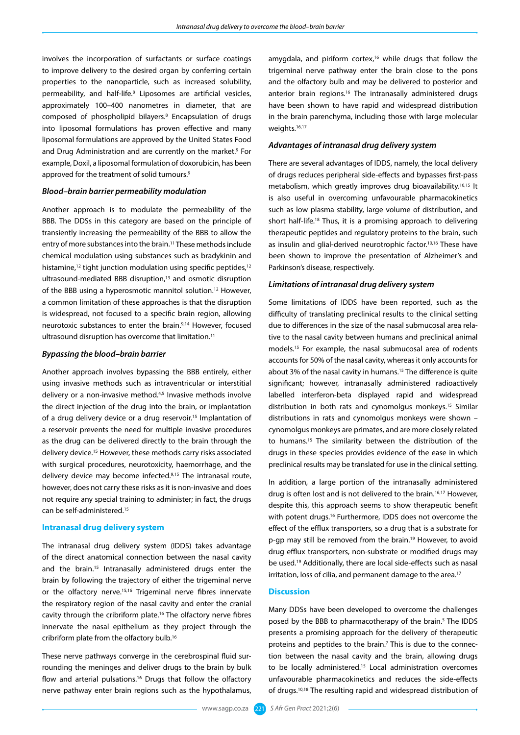involves the incorporation of surfactants or surface coatings to improve delivery to the desired organ by conferring certain properties to the nanoparticle, such as increased solubility, permeability, and half-life.[8] Liposomes are artificial vesicles, approximately 100–400 nanometres in diameter, that are composed of phospholipid bilayers.[8] Encapsulation of drugs into liposomal formulations has proven effective and many liposomal formulations are approved by the United States Food and Drug Administration and are currently on the market.[9] For example, Doxil, a liposomal formulation of doxorubicin, has been approved for the treatment of solid tumours.[9]

### *Blood–brain barrier permeability modulation*

Another approach is to modulate the permeability of the BBB. The DDSs in this category are based on the principle of transiently increasing the permeability of the BBB to allow the entry of more substances into the brain.[11] These methods include chemical modulation using substances such as bradykinin and histamine,[12] tight junction modulation using specific peptides,[12] ultrasound-mediated BBB disruption,[13] and osmotic disruption of the BBB using a hyperosmotic mannitol solution.[12] However, a common limitation of these approaches is that the disruption is widespread, not focused to a specific brain region, allowing neurotoxic substances to enter the brain.[9,14] However, focused ultrasound disruption has overcome that limitation.[11]

### *Bypassing the blood–brain barrier*

Another approach involves bypassing the BBB entirely, either using invasive methods such as intraventricular or interstitial delivery or a non-invasive method.[4,5] Invasive methods involve the direct injection of the drug into the brain, or implantation of a drug delivery device or a drug reservoir.[15] Implantation of a reservoir prevents the need for multiple invasive procedures as the drug can be delivered directly to the brain through the delivery device.[15] However, these methods carry risks associated with surgical procedures, neurotoxicity, haemorrhage, and the delivery device may become infected.[9,15] The intranasal route, however, does not carry these risks as it is non-invasive and does not require any special training to administer; in fact, the drugs can be self-administered.[15]

## Intranasal drug delivery system

The intranasal drug delivery system (IDDS) takes advantage of the direct anatomical connection between the nasal cavity and the brain.[15] Intranasally administered drugs enter the brain by following the trajectory of either the trigeminal nerve or the olfactory nerve.[15,16] Trigeminal nerve fibres innervate the respiratory region of the nasal cavity and enter the cranial cavity through the cribriform plate.[16] The olfactory nerve fibres innervate the nasal epithelium as they project through the cribriform plate from the olfactory bulb.[16]

These nerve pathways converge in the cerebrospinal fluid surrounding the meninges and deliver drugs to the brain by bulk flow and arterial pulsations.[16] Drugs that follow the olfactory nerve pathway enter brain regions such as the hypothalamus, amygdala, and piriform cortex,[16] while drugs that follow the trigeminal nerve pathway enter the brain close to the pons and the olfactory bulb and may be delivered to posterior and anterior brain regions.[16] The intranasally administered drugs have been shown to have rapid and widespread distribution in the brain parenchyma, including those with large molecular weights.[16,17]

### *Advantages of intranasal drug delivery system*

There are several advantages of IDDS, namely, the local delivery of drugs reduces peripheral side-effects and bypasses first-pass metabolism, which greatly improves drug bioavailability.[10,15] It is also useful in overcoming unfavourable pharmacokinetics such as low plasma stability, large volume of distribution, and short half-life.[18] Thus, it is a promising approach to delivering therapeutic peptides and regulatory proteins to the brain, such as insulin and glial-derived neurotrophic factor.[10,16] These have been shown to improve the presentation of Alzheimer's and Parkinson's disease, respectively.

### *Limitations of intranasal drug delivery system*

Some limitations of IDDS have been reported, such as the difficulty of translating preclinical results to the clinical setting due to differences in the size of the nasal submucosal area relative to the nasal cavity between humans and preclinical animal models.[15] For example, the nasal submucosal area of rodents accounts for 50% of the nasal cavity, whereas it only accounts for about 3% of the nasal cavity in humans.[15] The difference is quite significant; however, intranasally administered radioactively labelled interferon-beta displayed rapid and widespread distribution in both rats and cynomolgus monkeys.[15] Similar distributions in rats and cynomolgus monkeys were shown – cynomolgus monkeys are primates, and are more closely related to humans.[15] The similarity between the distribution of the drugs in these species provides evidence of the ease in which preclinical results may be translated for use in the clinical setting.

In addition, a large portion of the intranasally administered drug is often lost and is not delivered to the brain.[16,17] However, despite this, this approach seems to show therapeutic benefit with potent drugs.[16] Furthermore, IDDS does not overcome the effect of the efflux transporters, so a drug that is a substrate for p-gp may still be removed from the brain.[19] However, to avoid drug efflux transporters, non-substrate or modified drugs may be used.[19] Additionally, there are local side-effects such as nasal irritation, loss of cilia, and permanent damage to the area.[17]

## Discussion

Many DDSs have been developed to overcome the challenges posed by the BBB to pharmacotherapy of the brain.[5] The IDDS presents a promising approach for the delivery of therapeutic proteins and peptides to the brain.[7] This is due to the connection between the nasal cavity and the brain, allowing drugs to be locally administered.[15] Local administration overcomes unfavourable pharmacokinetics and reduces the side-effects of drugs.[10,18] The resulting rapid and widespread distribution of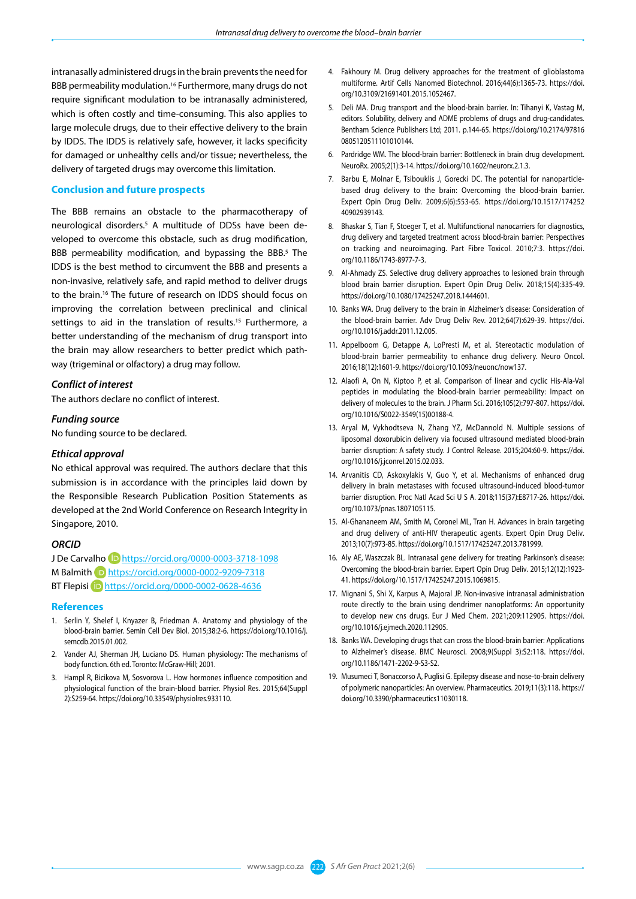intranasally administered drugs in the brain prevents the need for BBB permeability modulation.[16] Furthermore, many drugs do not require significant modulation to be intranasally administered, which is often costly and time-consuming. This also applies to large molecule drugs, due to their effective delivery to the brain by IDDS. The IDDS is relatively safe, however, it lacks specificity for damaged or unhealthy cells and/or tissue; nevertheless, the delivery of targeted drugs may overcome this limitation.

## Conclusion and future prospects

The BBB remains an obstacle to the pharmacotherapy of neurological disorders.[5] A multitude of DDSs have been developed to overcome this obstacle, such as drug modification, BBB permeability modification, and bypassing the BBB.[5] The IDDS is the best method to circumvent the BBB and presents a non-invasive, relatively safe, and rapid method to deliver drugs to the brain.[16] The future of research on IDDS should focus on improving the correlation between preclinical and clinical settings to aid in the translation of results.[15] Furthermore, a better understanding of the mechanism of drug transport into the brain may allow researchers to better predict which pathway (trigeminal or olfactory) a drug may follow.

### *Conflict of interest*

The authors declare no conflict of interest.

### *Funding source*

No funding source to be declared.

### *Ethical approval*

No ethical approval was required. The authors declare that this submission is in accordance with the principles laid down by the Responsible Research Publication Position Statements as developed at the 2nd World Conference on Research Integrity in Singapore, 2010.

### *ORCID*

J De Carvalho https://orcid.org/0000-0003-3718-1098
M Balmith https://orcid.org/0000-0002-9209-7318
BT Flepisi https://orcid.org/0000-0002-0628-4636

## References

1. Serlin Y, Shelef I, Knyazer B, Friedman A. Anatomy and physiology of the blood-brain barrier. Semin Cell Dev Biol. 2015;38:2-6. https://doi.org/10.1016/j.semcdb.2015.01.002.
2. Vander AJ, Sherman JH, Luciano DS. Human physiology: The mechanisms of body function. 6th ed. Toronto: McGraw-Hill; 2001.
3. Hampl R, Bicikova M, Sosvorova L. How hormones influence composition and physiological function of the brain-blood barrier. Physiol Res. 2015;64(Suppl 2):S259-64. https://doi.org/10.33549/physiolres.933110.
4. Fakhoury M. Drug delivery approaches for the treatment of glioblastoma multiforme. Artif Cells Nanomed Biotechnol. 2016;44(6):1365-73. https://doi.org/10.3109/21691401.2015.1052467.
5. Deli MA. Drug transport and the blood-brain barrier. In: Tihanyi K, Vastag M, editors. Solubility, delivery and ADME problems of drugs and drug-candidates. Bentham Science Publishers Ltd; 2011. p.144-65. https://doi.org/10.2174/978160805120511101010144.
6. Pardridge WM. The blood-brain barrier: Bottleneck in brain drug development. NeuroRx. 2005;2(1):3-14. https://doi.org/10.1602/neurorx.2.1.3.
7. Barbu E, Molnar E, Tsibouklis J, Gorecki DC. The potential for nanoparticle-based drug delivery to the brain: Overcoming the blood-brain barrier. Expert Opin Drug Deliv. 2009;6(6):553-65. https://doi.org/10.1517/17425240902939143.
8. Bhaskar S, Tian F, Stoeger T, et al. Multifunctional nanocarriers for diagnostics, drug delivery and targeted treatment across blood-brain barrier: Perspectives on tracking and neuroimaging. Part Fibre Toxicol. 2010;7:3. https://doi.org/10.1186/1743-8977-7-3.
9. Al-Ahmady ZS. Selective drug delivery approaches to lesioned brain through blood brain barrier disruption. Expert Opin Drug Deliv. 2018;15(4):335-49. https://doi.org/10.1080/17425247.2018.1444601.
10. Banks WA. Drug delivery to the brain in Alzheimer's disease: Consideration of the blood-brain barrier. Adv Drug Deliv Rev. 2012;64(7):629-39. https://doi.org/10.1016/j.addr.2011.12.005.
11. Appelboom G, Detappe A, LoPresti M, et al. Stereotactic modulation of blood-brain barrier permeability to enhance drug delivery. Neuro Oncol. 2016;18(12):1601-9. https://doi.org/10.1093/neuonc/now137.
12. Alaofi A, On N, Kiptoo P, et al. Comparison of linear and cyclic His-Ala-Val peptides in modulating the blood-brain barrier permeability: Impact on delivery of molecules to the brain. J Pharm Sci. 2016;105(2):797-807. https://doi.org/10.1016/S0022-3549(15)00188-4.
13. Aryal M, Vykhodtseva N, Zhang YZ, McDannold N. Multiple sessions of liposomal doxorubicin delivery via focused ultrasound mediated blood-brain barrier disruption: A safety study. J Control Release. 2015;204:60-9. https://doi.org/10.1016/j.jconrel.2015.02.033.
14. Arvanitis CD, Askoxylakis V, Guo Y, et al. Mechanisms of enhanced drug delivery in brain metastases with focused ultrasound-induced blood-tumor barrier disruption. Proc Natl Acad Sci U S A. 2018;115(37):E8717-26. https://doi.org/10.1073/pnas.1807105115.
15. Al-Ghananeem AM, Smith M, Coronel ML, Tran H. Advances in brain targeting and drug delivery of anti-HIV therapeutic agents. Expert Opin Drug Deliv. 2013;10(7):973-85. https://doi.org/10.1517/17425247.2013.781999.
16. Aly AE, Waszczak BL. Intranasal gene delivery for treating Parkinson's disease: Overcoming the blood-brain barrier. Expert Opin Drug Deliv. 2015;12(12):1923-41. https://doi.org/10.1517/17425247.2015.1069815.
17. Mignani S, Shi X, Karpus A, Majoral JP. Non-invasive intranasal administration route directly to the brain using dendrimer nanoplatforms: An opportunity to develop new cns drugs. Eur J Med Chem. 2021;209:112905. https://doi.org/10.1016/j.ejmech.2020.112905.
18. Banks WA. Developing drugs that can cross the blood-brain barrier: Applications to Alzheimer's disease. BMC Neurosci. 2008;9(Suppl 3):S2:118. https://doi.org/10.1186/1471-2202-9-S3-S2.
19. Musumeci T, Bonaccorso A, Puglisi G. Epilepsy disease and nose-to-brain delivery of polymeric nanoparticles: An overview. Pharmaceutics. 2019;11(3):118. https://doi.org/10.3390/pharmaceutics11030118.